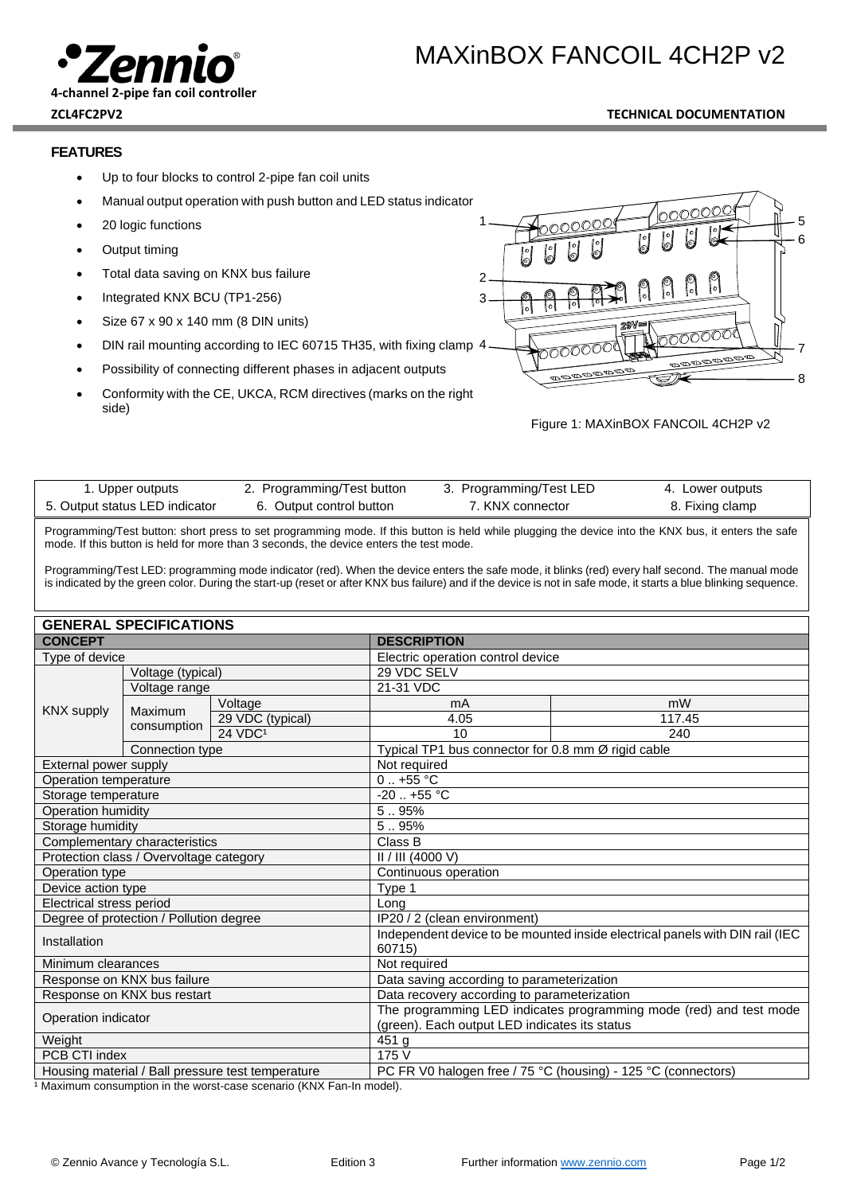# MAXinBOX FANCOIL 4CH2P v2

**4-channel 2-pipe fan coil controller**

**ZCL4FC2PV2**

**TECHNICAL DOCUMENTATION**

## FEATURES

- Up to four blocks to control 2-pipe fan coil units
- Manual output operation with push button and LED status indicator
- 20 logic functions
- Output timing
- Total data saving on KNX bus failure
- Integrated KNX BCU (TP1-256)
- Size 67 x 90 x 140 mm (8 DIN units)
- DIN rail mounting according to IEC 60715 TH35, with fixing clamp
- Possibility of connecting different phases in adjacent outputs
- Conformity with the CE, UKCA, RCM directives (marks on the right side)

Figure 1: MAXinBOX FANCOIL 4CH2P v2

| | | | |
|---|---|---|---|
| 1. Upper outputs | 2. Programming/Test button | 3. Programming/Test LED | 4. Lower outputs |
| 5. Output status LED indicator | 6. Output control button | 7. KNX connector | 8. Fixing clamp |

Programming/Test button: short press to set programming mode. If this button is held while plugging the device into the KNX bus, it enters the safe mode. If this button is held for more than 3 seconds, the device enters the test mode.

Programming/Test LED: programming mode indicator (red). When the device enters the safe mode, it blinks (red) every half second. The manual mode is indicated by the green color. During the start-up (reset or after KNX bus failure) and if the device is not in safe mode, it starts a blue blinking sequence.

## GENERAL SPECIFICATIONS

| CONCEPT | | | DESCRIPTION | |
|---|---|---|---|---|
| Type of device | | | Electric operation control device | |
| KNX supply | Voltage (typical) | | 29 VDC SELV | |
| | Voltage range | | 21-31 VDC | |
| | Maximum consumption | Voltage | mA | mW |
| | | 29 VDC (typical) | 4.05 | 117.45 |
| | | 24 VDC[1] | 10 | 240 |
| | Connection type | | Typical TP1 bus connector for 0.8 mm Ø rigid cable | |
| External power supply | | | Not required | |
| Operation temperature | | | 0 .. +55 °C | |
| Storage temperature | | | -20 .. +55 °C | |
| Operation humidity | | | 5 .. 95% | |
| Storage humidity | | | 5 .. 95% | |
| Complementary characteristics | | | Class B | |
| Protection class / Overvoltage category | | | II / III (4000 V) | |
| Operation type | | | Continuous operation | |
| Device action type | | | Type 1 | |
| Electrical stress period | | | Long | |
| Degree of protection / Pollution degree | | | IP20 / 2 (clean environment) | |
| Installation | | | Independent device to be mounted inside electrical panels with DIN rail (IEC 60715) | |
| Minimum clearances | | | Not required | |
| Response on KNX bus failure | | | Data saving according to parameterization | |
| Response on KNX bus restart | | | Data recovery according to parameterization | |
| Operation indicator | | | The programming LED indicates programming mode (red) and test mode (green). Each output LED indicates its status | |
| Weight | | | 451 g | |
| PCB CTI index | | | 175 V | |
| Housing material / Ball pressure test temperature | | | PC FR V0 halogen free / 75 °C (housing) - 125 °C (connectors) | |

[1] Maximum consumption in the worst-case scenario (KNX Fan-In model).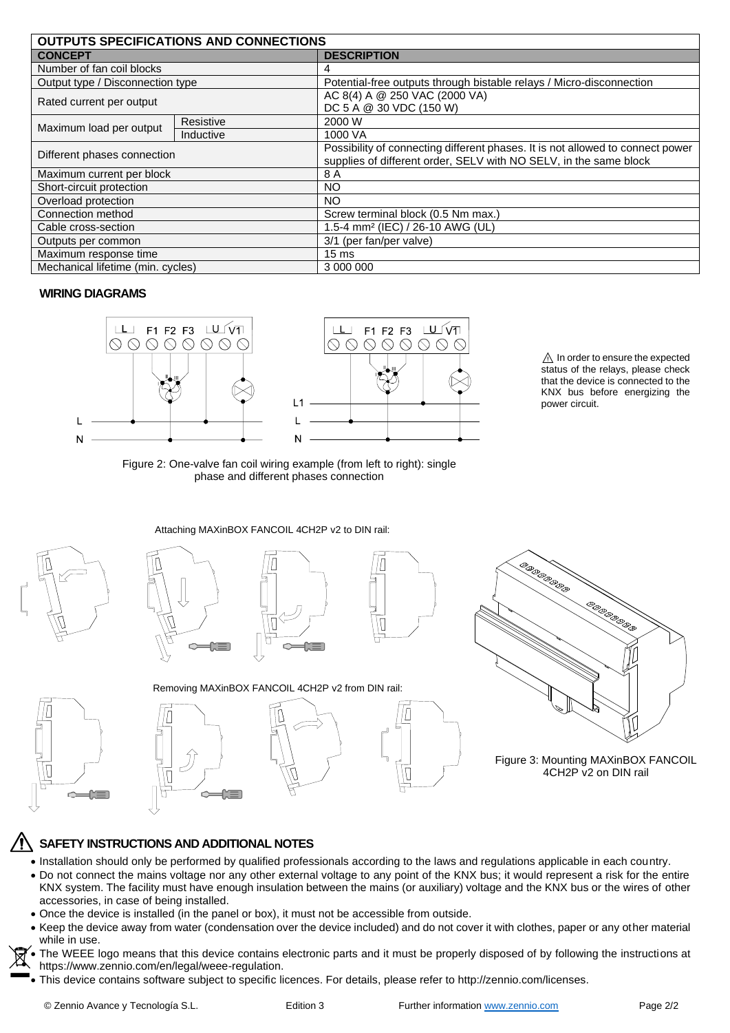| OUTPUTS SPECIFICATIONS AND CONNECTIONS | | |
|---|---|---|
| **CONCEPT** | | **DESCRIPTION** |
| Number of fan coil blocks | | 4 |
| Output type / Disconnection type | | Potential-free outputs through bistable relays / Micro-disconnection |
| Rated current per output | | AC 8(4) A @ 250 VAC (2000 VA)<br>DC 5 A @ 30 VDC (150 W) |
| Maximum load per output | Resistive | 2000 W |
| | Inductive | 1000 VA |
| Different phases connection | | Possibility of connecting different phases. It is not allowed to connect power supplies of different order, SELV with NO SELV, in the same block |
| Maximum current per block | | 8 A |
| Short-circuit protection | | NO |
| Overload protection | | NO |
| Connection method | | Screw terminal block (0.5 Nm max.) |
| Cable cross-section | | 1.5-4 mm² (IEC) / 26-10 AWG (UL) |
| Outputs per common | | 3/1 (per fan/per valve) |
| Maximum response time | | 15 ms |
| Mechanical lifetime (min. cycles) | | 3 000 000 |

## WIRING DIAGRAMS

L F1 F2 F3 U V1

L

N

L F1 F2 F3 U V1

L1

L

N

⚠ In order to ensure the expected status of the relays, please check that the device is connected to the KNX bus before energizing the power circuit.

Figure 2: One-valve fan coil wiring example (from left to right): single phase and different phases connection

Attaching MAXinBOX FANCOIL 4CH2P v2 to DIN rail:

Removing MAXinBOX FANCOIL 4CH2P v2 from DIN rail:

Figure 3: Mounting MAXinBOX FANCOIL 4CH2P v2 on DIN rail

## ⚠ SAFETY INSTRUCTIONS AND ADDITIONAL NOTES

- Installation should only be performed by qualified professionals according to the laws and regulations applicable in each country.
- Do not connect the mains voltage nor any other external voltage to any point of the KNX bus; it would represent a risk for the entire KNX system. The facility must have enough insulation between the mains (or auxiliary) voltage and the KNX bus or the wires of other accessories, in case of being installed.
- Once the device is installed (in the panel or box), it must not be accessible from outside.
- Keep the device away from water (condensation over the device included) and do not cover it with clothes, paper or any other material while in use.
- The WEEE logo means that this device contains electronic parts and it must be properly disposed of by following the instructions at https://www.zennio.com/en/legal/weee-regulation.
- This device contains software subject to specific licences. For details, please refer to http://zennio.com/licenses.

© Zennio Avance y Tecnología S.L. Edition 3 Further information www.zennio.com